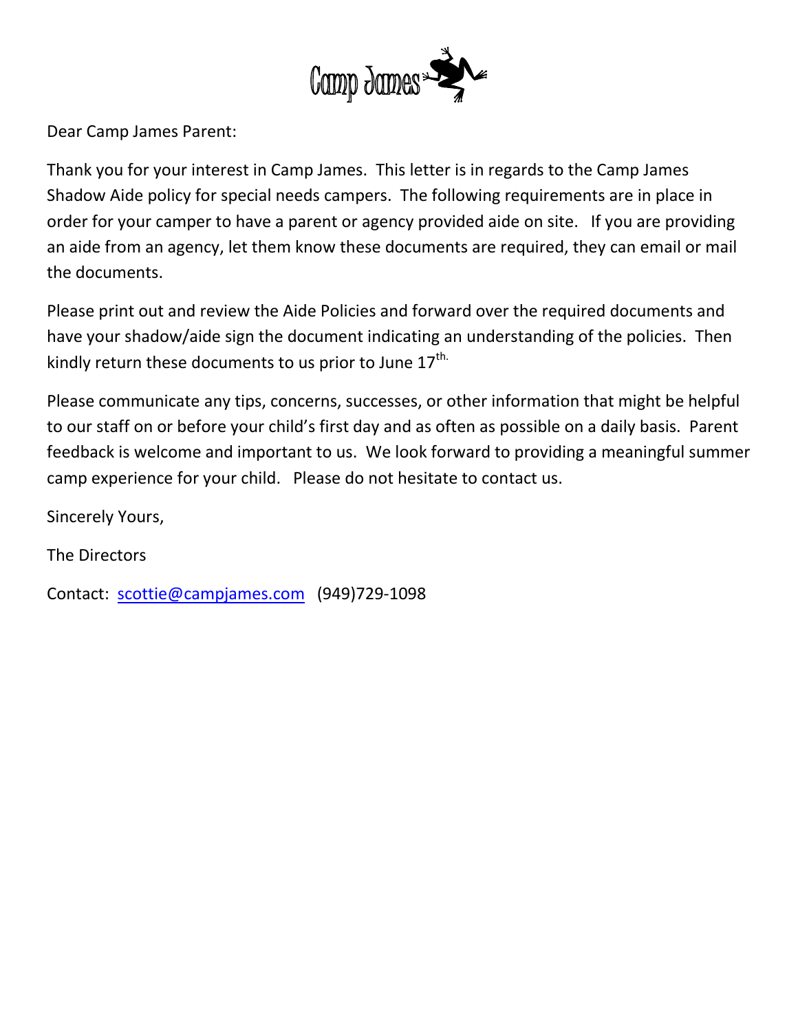Camp James

Dear Camp James Parent:

Thank you for your interest in Camp James. This letter is in regards to the Camp James Shadow Aide policy for special needs campers. The following requirements are in place in order for your camper to have a parent or agency provided aide on site. If you are providing an aide from an agency, let them know these documents are required, they can email or mail the documents.

Please print out and review the Aide Policies and forward over the required documents and have your shadow/aide sign the document indicating an understanding of the policies. Then kindly return these documents to us prior to June 17th.

Please communicate any tips, concerns, successes, or other information that might be helpful to our staff on or before your child's first day and as often as possible on a daily basis. Parent feedback is welcome and important to us. We look forward to providing a meaningful summer camp experience for your child. Please do not hesitate to contact us.

Sincerely Yours,

The Directors

Contact: scottie@campjames.com (949)729-1098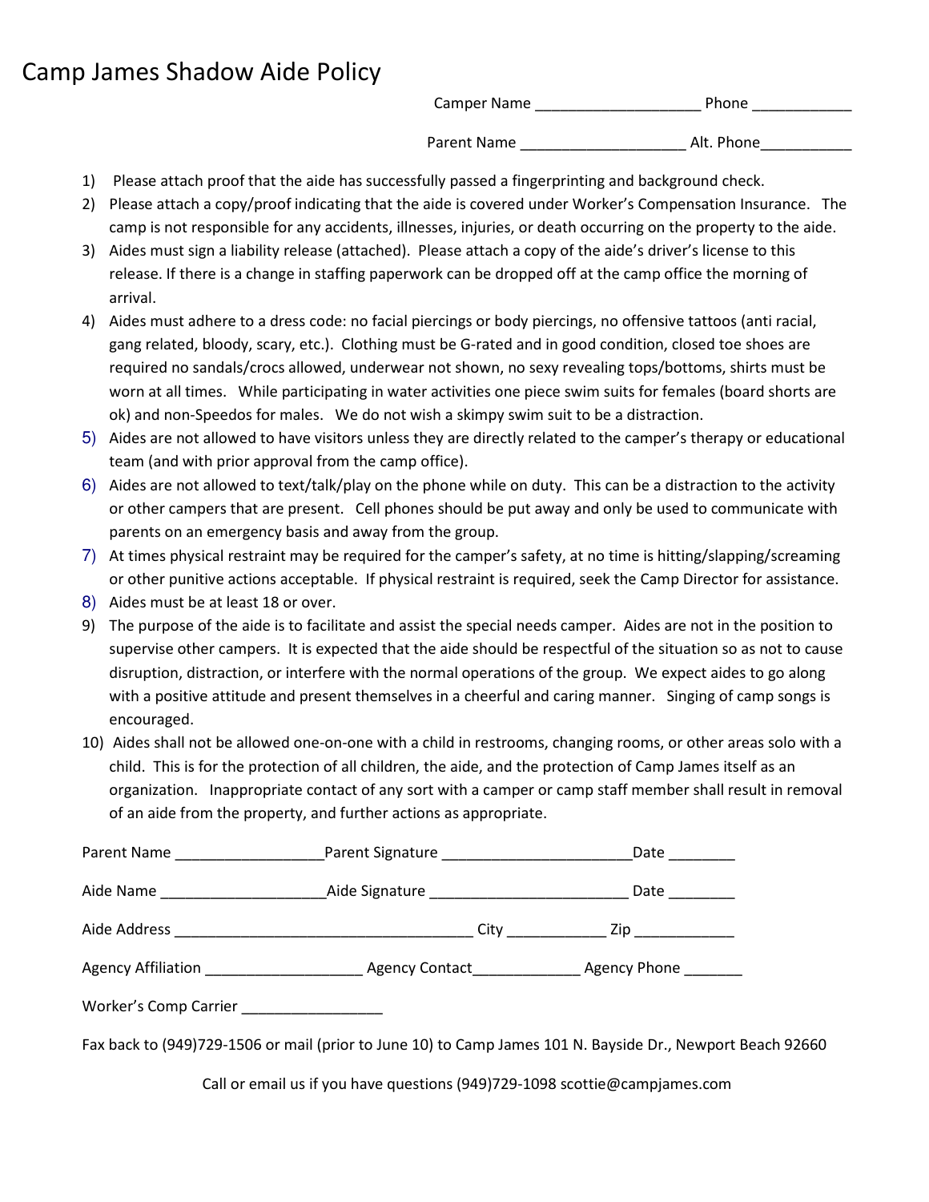# Camp James Shadow Aide Policy

Camper Name ____________________ Phone ____________

Parent Name ____________________ Alt. Phone___________

1) Please attach proof that the aide has successfully passed a fingerprinting and background check.
2) Please attach a copy/proof indicating that the aide is covered under Worker's Compensation Insurance. The camp is not responsible for any accidents, illnesses, injuries, or death occurring on the property to the aide.
3) Aides must sign a liability release (attached). Please attach a copy of the aide's driver's license to this release. If there is a change in staffing paperwork can be dropped off at the camp office the morning of arrival.
4) Aides must adhere to a dress code: no facial piercings or body piercings, no offensive tattoos (anti racial, gang related, bloody, scary, etc.). Clothing must be G-rated and in good condition, closed toe shoes are required no sandals/crocs allowed, underwear not shown, no sexy revealing tops/bottoms, shirts must be worn at all times. While participating in water activities one piece swim suits for females (board shorts are ok) and non-Speedos for males. We do not wish a skimpy swim suit to be a distraction.
5) Aides are not allowed to have visitors unless they are directly related to the camper's therapy or educational team (and with prior approval from the camp office).
6) Aides are not allowed to text/talk/play on the phone while on duty. This can be a distraction to the activity or other campers that are present. Cell phones should be put away and only be used to communicate with parents on an emergency basis and away from the group.
7) At times physical restraint may be required for the camper's safety, at no time is hitting/slapping/screaming or other punitive actions acceptable. If physical restraint is required, seek the Camp Director for assistance.
8) Aides must be at least 18 or over.
9) The purpose of the aide is to facilitate and assist the special needs camper. Aides are not in the position to supervise other campers. It is expected that the aide should be respectful of the situation so as not to cause disruption, distraction, or interfere with the normal operations of the group. We expect aides to go along with a positive attitude and present themselves in a cheerful and caring manner. Singing of camp songs is encouraged.
10) Aides shall not be allowed one-on-one with a child in restrooms, changing rooms, or other areas solo with a child. This is for the protection of all children, the aide, and the protection of Camp James itself as an organization. Inappropriate contact of any sort with a camper or camp staff member shall result in removal of an aide from the property, and further actions as appropriate.

Parent Name __________________Parent Signature _______________________Date ________

Aide Name ____________________Aide Signature ________________________ Date ________

Aide Address ____________________________________ City ____________ Zip ____________

Agency Affiliation ___________________ Agency Contact_____________ Agency Phone _______

Worker's Comp Carrier _________________

Fax back to (949)729-1506 or mail (prior to June 10) to Camp James 101 N. Bayside Dr., Newport Beach 92660

Call or email us if you have questions (949)729-1098 scottie@campjames.com